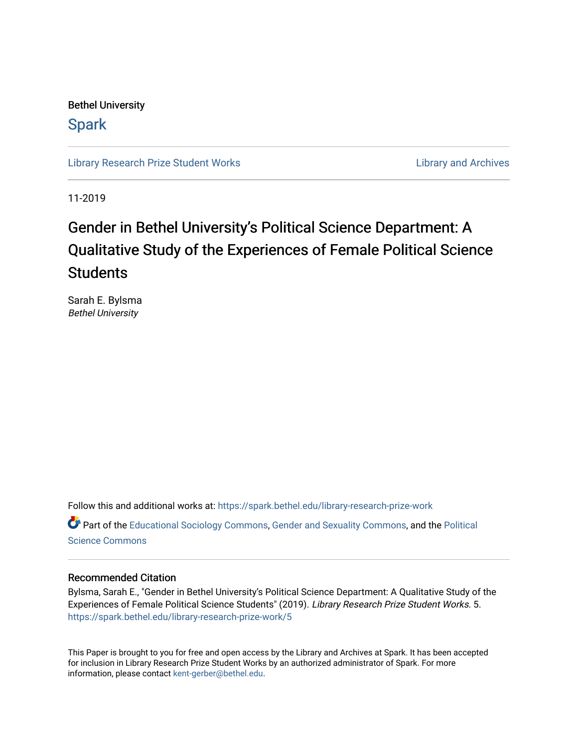Bethel University

# Spark

Library Research Prize Student Works | Library and Archives

11-2019

## Gender in Bethel University's Political Science Department: A Qualitative Study of the Experiences of Female Political Science Students

Sarah E. Bylsma
*Bethel University*

Follow this and additional works at: https://spark.bethel.edu/library-research-prize-work

Part of the Educational Sociology Commons, Gender and Sexuality Commons, and the Political Science Commons

### Recommended Citation

Bylsma, Sarah E., "Gender in Bethel University's Political Science Department: A Qualitative Study of the Experiences of Female Political Science Students" (2019). *Library Research Prize Student Works*. 5. https://spark.bethel.edu/library-research-prize-work/5

This Paper is brought to you for free and open access by the Library and Archives at Spark. It has been accepted for inclusion in Library Research Prize Student Works by an authorized administrator of Spark. For more information, please contact kent-gerber@bethel.edu.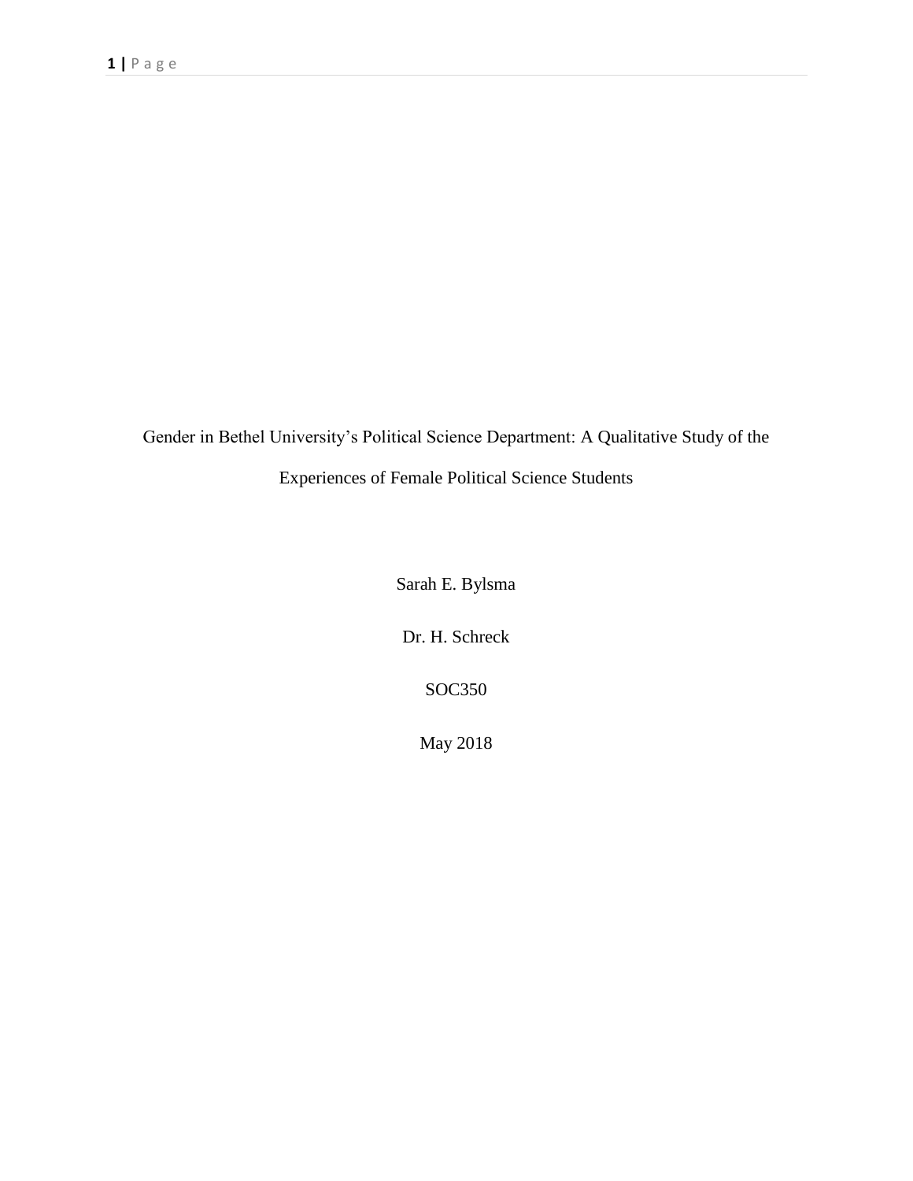Gender in Bethel University's Political Science Department: A Qualitative Study of the Experiences of Female Political Science Students

Sarah E. Bylsma

Dr. H. Schreck

SOC350

May 2018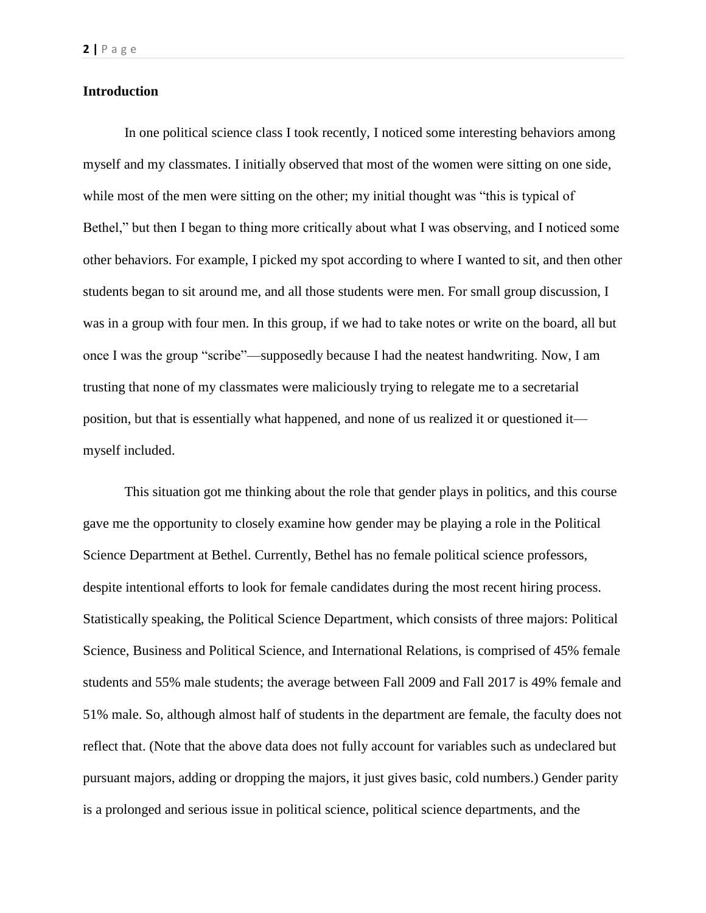## Introduction

In one political science class I took recently, I noticed some interesting behaviors among myself and my classmates. I initially observed that most of the women were sitting on one side, while most of the men were sitting on the other; my initial thought was "this is typical of Bethel," but then I began to thing more critically about what I was observing, and I noticed some other behaviors. For example, I picked my spot according to where I wanted to sit, and then other students began to sit around me, and all those students were men. For small group discussion, I was in a group with four men. In this group, if we had to take notes or write on the board, all but once I was the group "scribe"—supposedly because I had the neatest handwriting. Now, I am trusting that none of my classmates were maliciously trying to relegate me to a secretarial position, but that is essentially what happened, and none of us realized it or questioned it—myself included.

This situation got me thinking about the role that gender plays in politics, and this course gave me the opportunity to closely examine how gender may be playing a role in the Political Science Department at Bethel. Currently, Bethel has no female political science professors, despite intentional efforts to look for female candidates during the most recent hiring process. Statistically speaking, the Political Science Department, which consists of three majors: Political Science, Business and Political Science, and International Relations, is comprised of 45% female students and 55% male students; the average between Fall 2009 and Fall 2017 is 49% female and 51% male. So, although almost half of students in the department are female, the faculty does not reflect that. (Note that the above data does not fully account for variables such as undeclared but pursuant majors, adding or dropping the majors, it just gives basic, cold numbers.) Gender parity is a prolonged and serious issue in political science, political science departments, and the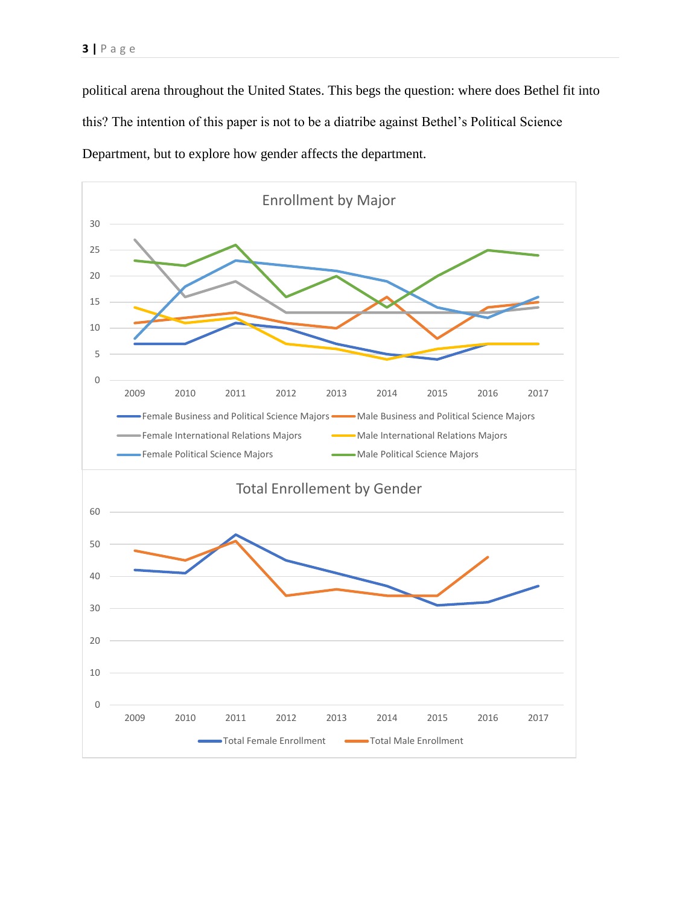political arena throughout the United States. This begs the question: where does Bethel fit into this? The intention of this paper is not to be a diatribe against Bethel's Political Science Department, but to explore how gender affects the department.

Enrollment by Major

Female Business and Political Science Majors; Male Business and Political Science Majors; Female International Relations Majors; Male International Relations Majors; Female Political Science Majors; Male Political Science Majors

Total Enrollement by Gender

Total Female Enrollment; Total Male Enrollment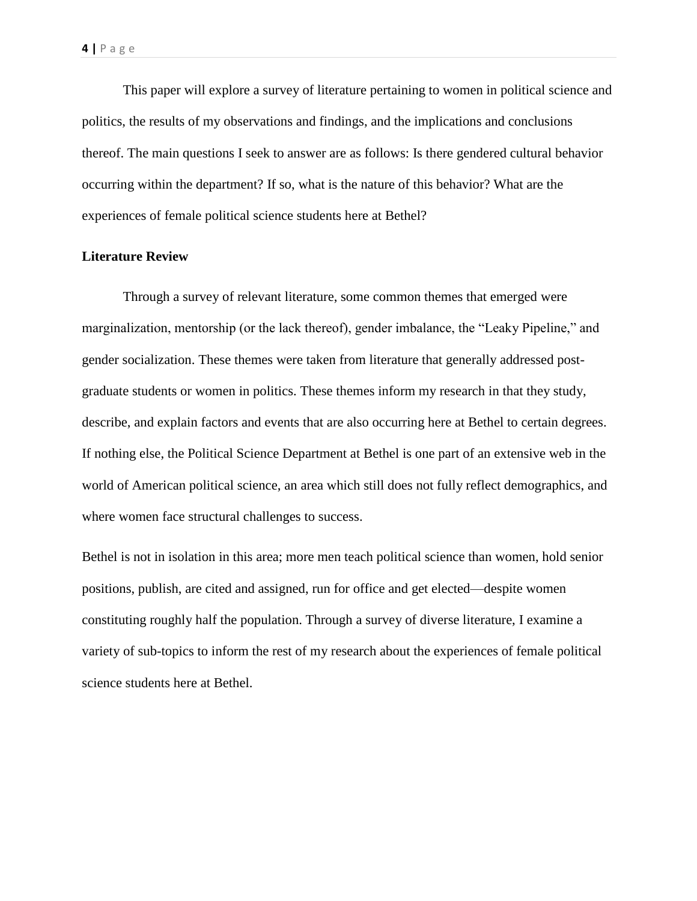This paper will explore a survey of literature pertaining to women in political science and politics, the results of my observations and findings, and the implications and conclusions thereof. The main questions I seek to answer are as follows: Is there gendered cultural behavior occurring within the department? If so, what is the nature of this behavior? What are the experiences of female political science students here at Bethel?

**Literature Review**

Through a survey of relevant literature, some common themes that emerged were marginalization, mentorship (or the lack thereof), gender imbalance, the "Leaky Pipeline," and gender socialization. These themes were taken from literature that generally addressed post-graduate students or women in politics. These themes inform my research in that they study, describe, and explain factors and events that are also occurring here at Bethel to certain degrees. If nothing else, the Political Science Department at Bethel is one part of an extensive web in the world of American political science, an area which still does not fully reflect demographics, and where women face structural challenges to success.

Bethel is not in isolation in this area; more men teach political science than women, hold senior positions, publish, are cited and assigned, run for office and get elected—despite women constituting roughly half the population. Through a survey of diverse literature, I examine a variety of sub-topics to inform the rest of my research about the experiences of female political science students here at Bethel.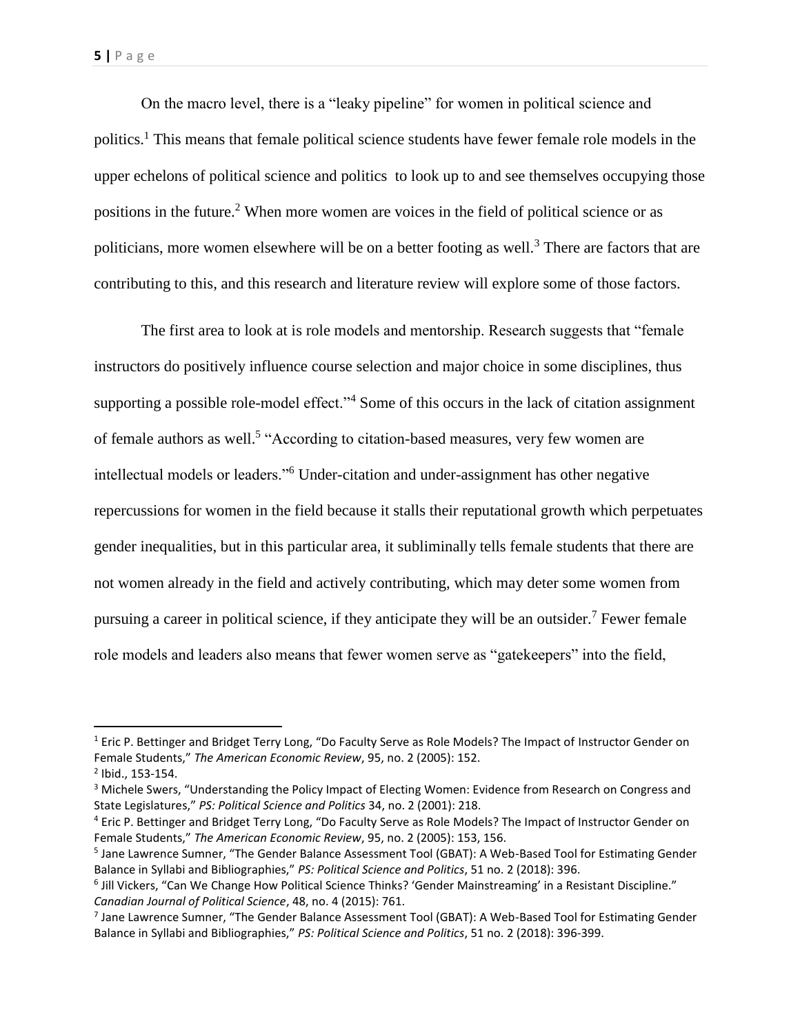On the macro level, there is a "leaky pipeline" for women in political science and politics.[1] This means that female political science students have fewer female role models in the upper echelons of political science and politics to look up to and see themselves occupying those positions in the future.[2] When more women are voices in the field of political science or as politicians, more women elsewhere will be on a better footing as well.[3] There are factors that are contributing to this, and this research and literature review will explore some of those factors.

The first area to look at is role models and mentorship. Research suggests that "female instructors do positively influence course selection and major choice in some disciplines, thus supporting a possible role-model effect."[4] Some of this occurs in the lack of citation assignment of female authors as well.[5] "According to citation-based measures, very few women are intellectual models or leaders."[6] Under-citation and under-assignment has other negative repercussions for women in the field because it stalls their reputational growth which perpetuates gender inequalities, but in this particular area, it subliminally tells female students that there are not women already in the field and actively contributing, which may deter some women from pursuing a career in political science, if they anticipate they will be an outsider.[7] Fewer female role models and leaders also means that fewer women serve as "gatekeepers" into the field,

---

[1] Eric P. Bettinger and Bridget Terry Long, "Do Faculty Serve as Role Models? The Impact of Instructor Gender on Female Students," *The American Economic Review*, 95, no. 2 (2005): 152.

[2] Ibid., 153-154.

[3] Michele Swers, "Understanding the Policy Impact of Electing Women: Evidence from Research on Congress and State Legislatures," *PS: Political Science and Politics* 34, no. 2 (2001): 218.

[4] Eric P. Bettinger and Bridget Terry Long, "Do Faculty Serve as Role Models? The Impact of Instructor Gender on Female Students," *The American Economic Review*, 95, no. 2 (2005): 153, 156.

[5] Jane Lawrence Sumner, "The Gender Balance Assessment Tool (GBAT): A Web-Based Tool for Estimating Gender Balance in Syllabi and Bibliographies," *PS: Political Science and Politics*, 51 no. 2 (2018): 396.

[6] Jill Vickers, "Can We Change How Political Science Thinks? 'Gender Mainstreaming' in a Resistant Discipline." *Canadian Journal of Political Science*, 48, no. 4 (2015): 761.

[7] Jane Lawrence Sumner, "The Gender Balance Assessment Tool (GBAT): A Web-Based Tool for Estimating Gender Balance in Syllabi and Bibliographies," *PS: Political Science and Politics*, 51 no. 2 (2018): 396-399.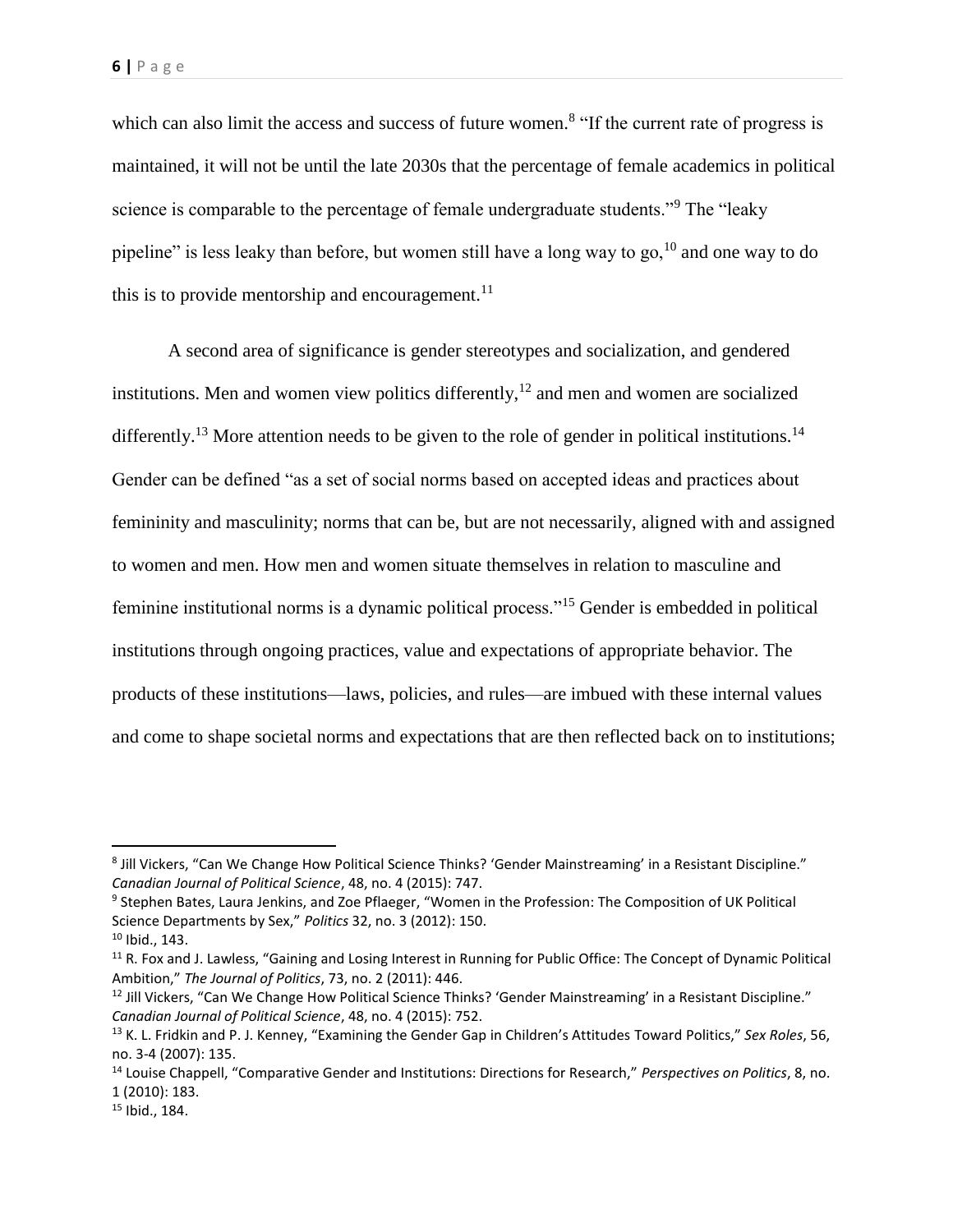which can also limit the access and success of future women.[8] "If the current rate of progress is maintained, it will not be until the late 2030s that the percentage of female academics in political science is comparable to the percentage of female undergraduate students."[9] The "leaky pipeline" is less leaky than before, but women still have a long way to go,[10] and one way to do this is to provide mentorship and encouragement.[11]

A second area of significance is gender stereotypes and socialization, and gendered institutions. Men and women view politics differently,[12] and men and women are socialized differently.[13] More attention needs to be given to the role of gender in political institutions.[14] Gender can be defined "as a set of social norms based on accepted ideas and practices about femininity and masculinity; norms that can be, but are not necessarily, aligned with and assigned to women and men. How men and women situate themselves in relation to masculine and feminine institutional norms is a dynamic political process."[15] Gender is embedded in political institutions through ongoing practices, value and expectations of appropriate behavior. The products of these institutions—laws, policies, and rules—are imbued with these internal values and come to shape societal norms and expectations that are then reflected back on to institutions;

---

[8] Jill Vickers, "Can We Change How Political Science Thinks? 'Gender Mainstreaming' in a Resistant Discipline." *Canadian Journal of Political Science*, 48, no. 4 (2015): 747.

[9] Stephen Bates, Laura Jenkins, and Zoe Pflaeger, "Women in the Profession: The Composition of UK Political Science Departments by Sex," *Politics* 32, no. 3 (2012): 150.

[10] Ibid., 143.

[11] R. Fox and J. Lawless, "Gaining and Losing Interest in Running for Public Office: The Concept of Dynamic Political Ambition," *The Journal of Politics*, 73, no. 2 (2011): 446.

[12] Jill Vickers, "Can We Change How Political Science Thinks? 'Gender Mainstreaming' in a Resistant Discipline." *Canadian Journal of Political Science*, 48, no. 4 (2015): 752.

[13] K. L. Fridkin and P. J. Kenney, "Examining the Gender Gap in Children's Attitudes Toward Politics," *Sex Roles*, 56, no. 3-4 (2007): 135.

[14] Louise Chappell, "Comparative Gender and Institutions: Directions for Research," *Perspectives on Politics*, 8, no. 1 (2010): 183.

[15] Ibid., 184.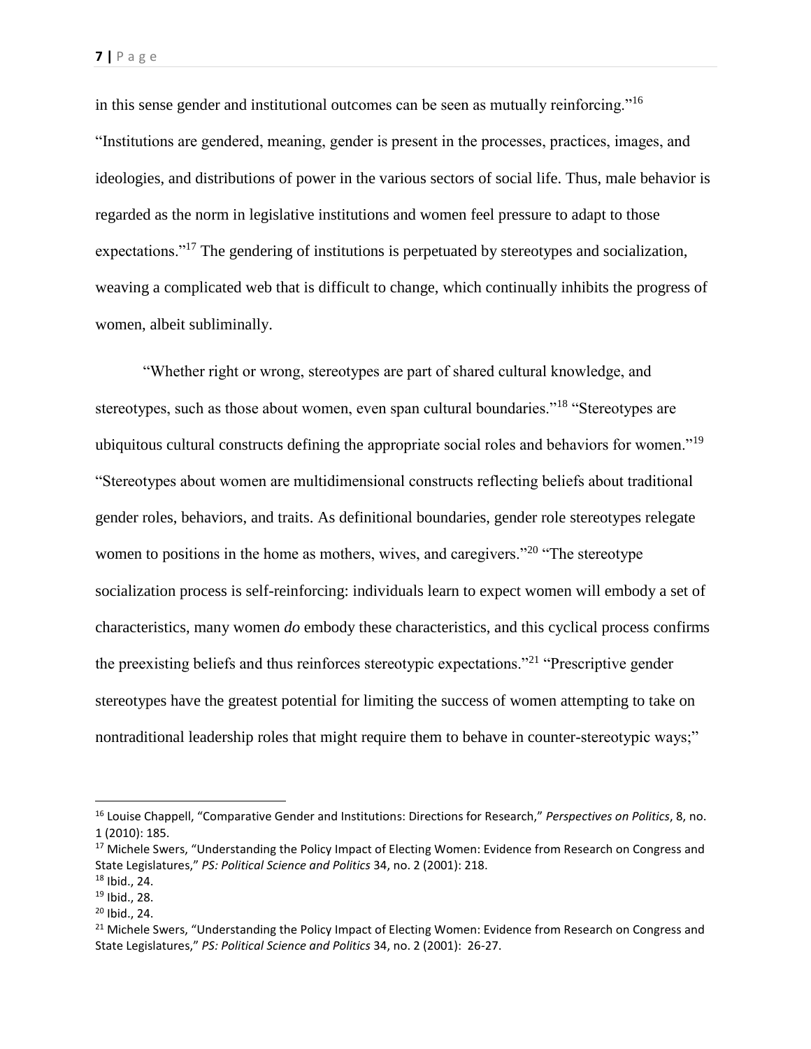in this sense gender and institutional outcomes can be seen as mutually reinforcing."[16] "Institutions are gendered, meaning, gender is present in the processes, practices, images, and ideologies, and distributions of power in the various sectors of social life. Thus, male behavior is regarded as the norm in legislative institutions and women feel pressure to adapt to those expectations."[17] The gendering of institutions is perpetuated by stereotypes and socialization, weaving a complicated web that is difficult to change, which continually inhibits the progress of women, albeit subliminally.

"Whether right or wrong, stereotypes are part of shared cultural knowledge, and stereotypes, such as those about women, even span cultural boundaries."[18] "Stereotypes are ubiquitous cultural constructs defining the appropriate social roles and behaviors for women."[19] "Stereotypes about women are multidimensional constructs reflecting beliefs about traditional gender roles, behaviors, and traits. As definitional boundaries, gender role stereotypes relegate women to positions in the home as mothers, wives, and caregivers."[20] "The stereotype socialization process is self-reinforcing: individuals learn to expect women will embody a set of characteristics, many women *do* embody these characteristics, and this cyclical process confirms the preexisting beliefs and thus reinforces stereotypic expectations."[21] "Prescriptive gender stereotypes have the greatest potential for limiting the success of women attempting to take on nontraditional leadership roles that might require them to behave in counter-stereotypic ways;"

---

[16] Louise Chappell, "Comparative Gender and Institutions: Directions for Research," *Perspectives on Politics*, 8, no. 1 (2010): 185.

[17] Michele Swers, "Understanding the Policy Impact of Electing Women: Evidence from Research on Congress and State Legislatures," *PS: Political Science and Politics* 34, no. 2 (2001): 218.

[18] Ibid., 24.

[19] Ibid., 28.

[20] Ibid., 24.

[21] Michele Swers, "Understanding the Policy Impact of Electing Women: Evidence from Research on Congress and State Legislatures," *PS: Political Science and Politics* 34, no. 2 (2001): 26-27.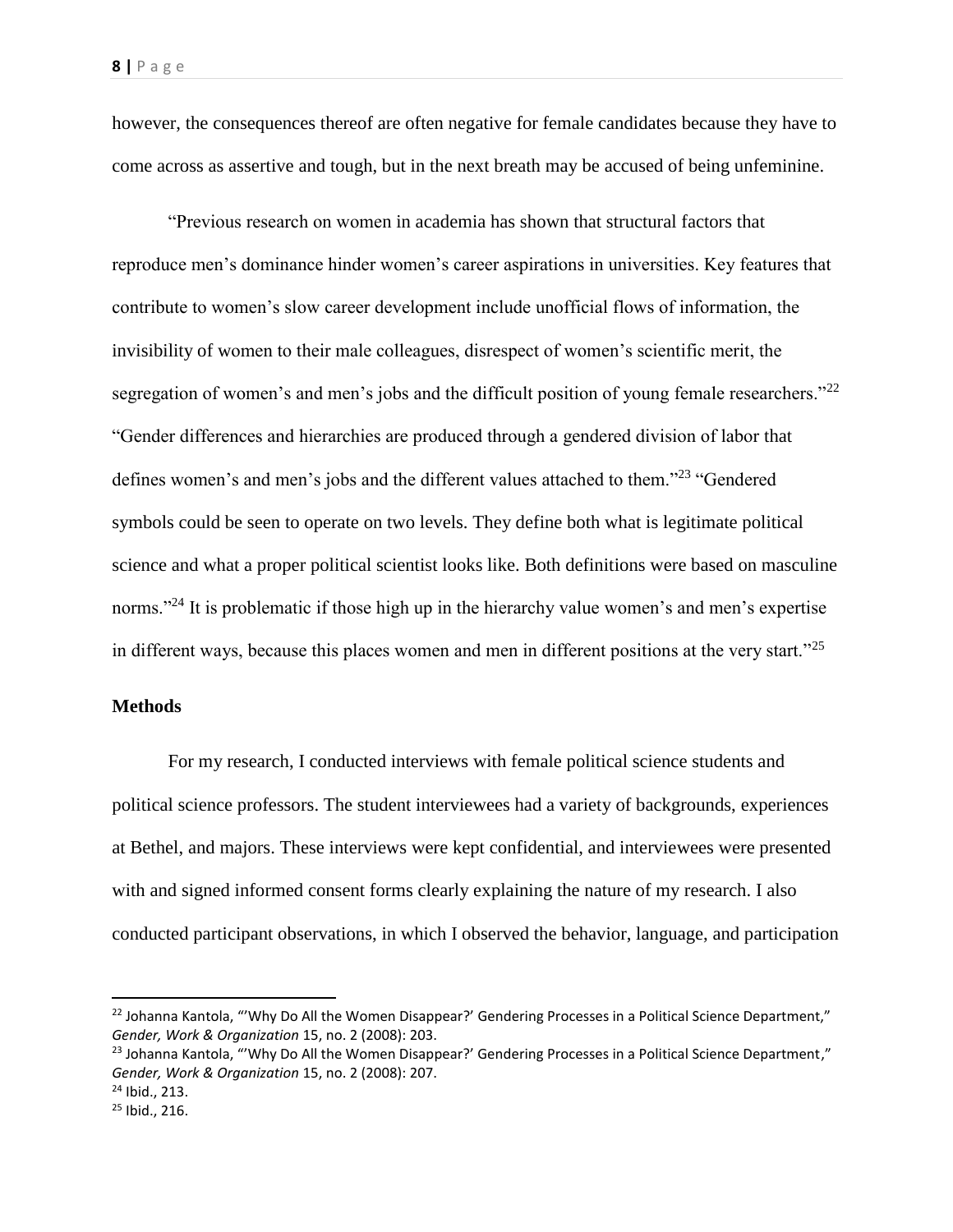however, the consequences thereof are often negative for female candidates because they have to come across as assertive and tough, but in the next breath may be accused of being unfeminine.

"Previous research on women in academia has shown that structural factors that reproduce men's dominance hinder women's career aspirations in universities. Key features that contribute to women's slow career development include unofficial flows of information, the invisibility of women to their male colleagues, disrespect of women's scientific merit, the segregation of women's and men's jobs and the difficult position of young female researchers."[22] "Gender differences and hierarchies are produced through a gendered division of labor that defines women's and men's jobs and the different values attached to them."[23] "Gendered symbols could be seen to operate on two levels. They define both what is legitimate political science and what a proper political scientist looks like. Both definitions were based on masculine norms."[24] It is problematic if those high up in the hierarchy value women's and men's expertise in different ways, because this places women and men in different positions at the very start."[25]

**Methods**

For my research, I conducted interviews with female political science students and political science professors. The student interviewees had a variety of backgrounds, experiences at Bethel, and majors. These interviews were kept confidential, and interviewees were presented with and signed informed consent forms clearly explaining the nature of my research. I also conducted participant observations, in which I observed the behavior, language, and participation

---

[22] Johanna Kantola, "'Why Do All the Women Disappear?' Gendering Processes in a Political Science Department," *Gender, Work & Organization* 15, no. 2 (2008): 203.

[23] Johanna Kantola, "'Why Do All the Women Disappear?' Gendering Processes in a Political Science Department," *Gender, Work & Organization* 15, no. 2 (2008): 207.

[24] Ibid., 213.

[25] Ibid., 216.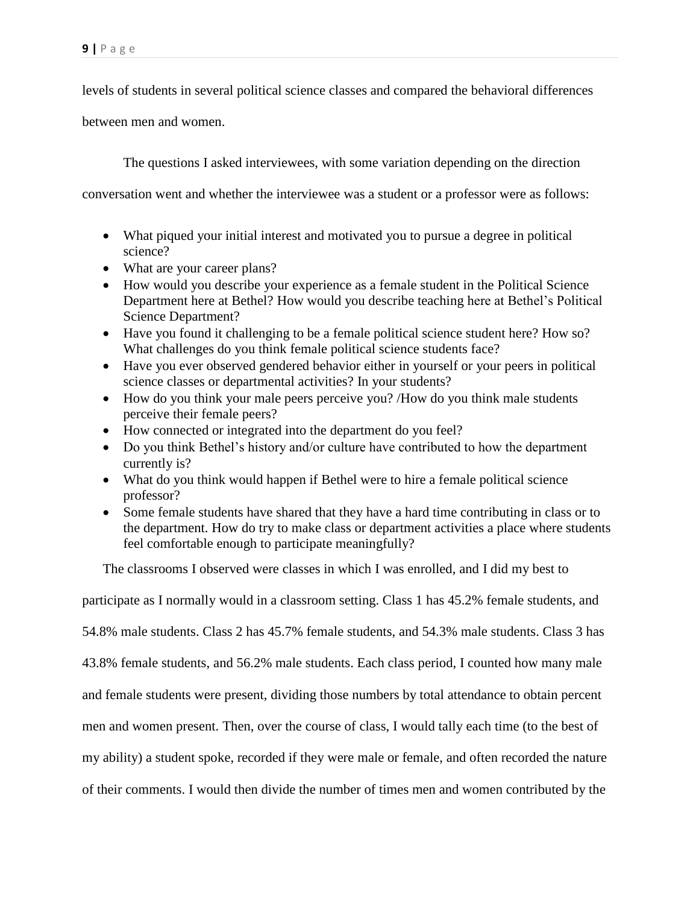levels of students in several political science classes and compared the behavioral differences between men and women.

The questions I asked interviewees, with some variation depending on the direction conversation went and whether the interviewee was a student or a professor were as follows:

- What piqued your initial interest and motivated you to pursue a degree in political science?
- What are your career plans?
- How would you describe your experience as a female student in the Political Science Department here at Bethel? How would you describe teaching here at Bethel's Political Science Department?
- Have you found it challenging to be a female political science student here? How so? What challenges do you think female political science students face?
- Have you ever observed gendered behavior either in yourself or your peers in political science classes or departmental activities? In your students?
- How do you think your male peers perceive you? /How do you think male students perceive their female peers?
- How connected or integrated into the department do you feel?
- Do you think Bethel's history and/or culture have contributed to how the department currently is?
- What do you think would happen if Bethel were to hire a female political science professor?
- Some female students have shared that they have a hard time contributing in class or to the department. How do try to make class or department activities a place where students feel comfortable enough to participate meaningfully?

The classrooms I observed were classes in which I was enrolled, and I did my best to participate as I normally would in a classroom setting. Class 1 has 45.2% female students, and 54.8% male students. Class 2 has 45.7% female students, and 54.3% male students. Class 3 has 43.8% female students, and 56.2% male students. Each class period, I counted how many male and female students were present, dividing those numbers by total attendance to obtain percent men and women present. Then, over the course of class, I would tally each time (to the best of my ability) a student spoke, recorded if they were male or female, and often recorded the nature of their comments. I would then divide the number of times men and women contributed by the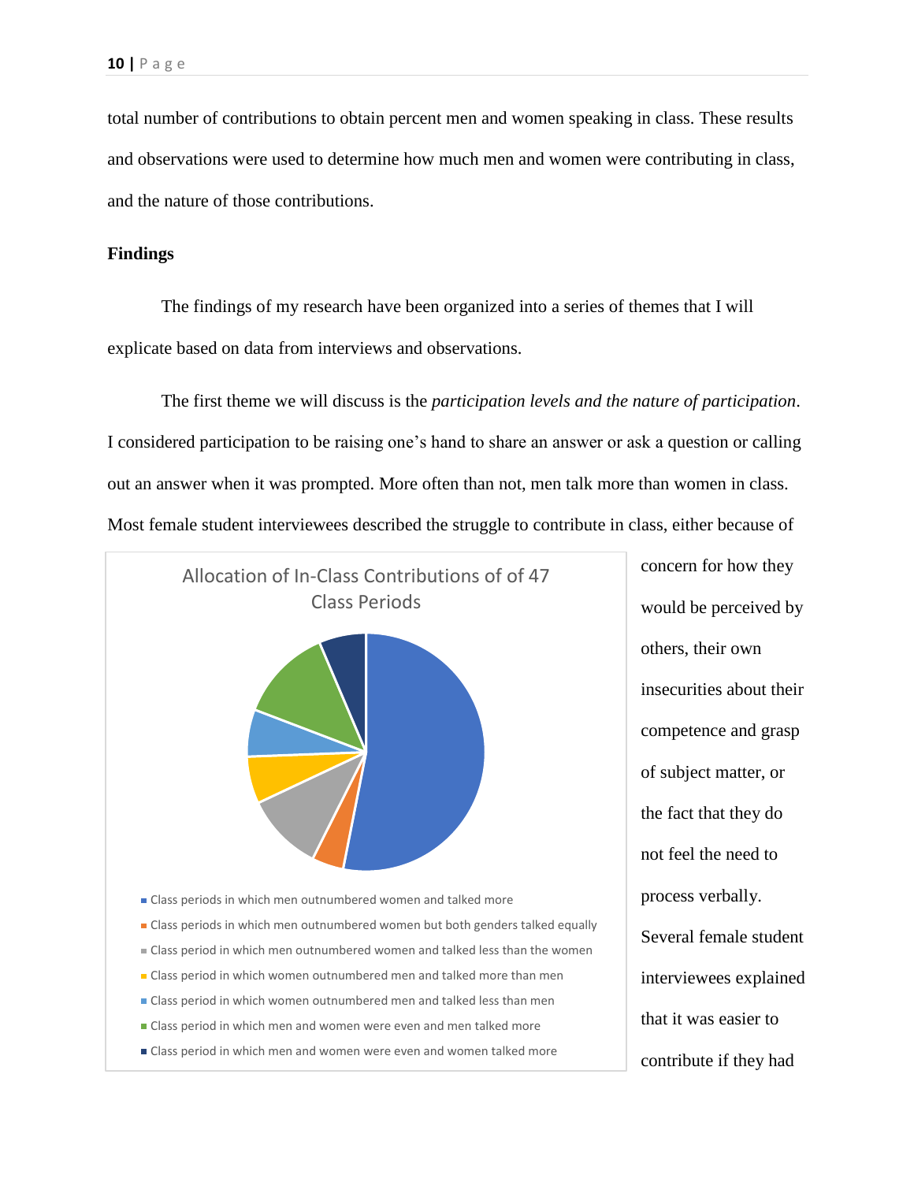total number of contributions to obtain percent men and women speaking in class. These results and observations were used to determine how much men and women were contributing in class, and the nature of those contributions.

**Findings**

The findings of my research have been organized into a series of themes that I will explicate based on data from interviews and observations.

The first theme we will discuss is the *participation levels and the nature of participation*. I considered participation to be raising one's hand to share an answer or ask a question or calling out an answer when it was prompted. More often than not, men talk more than women in class. Most female student interviewees described the struggle to contribute in class, either because of concern for how they would be perceived by others, their own insecurities about their competence and grasp of subject matter, or the fact that they do not feel the need to process verbally. Several female student interviewees explained that it was easier to contribute if they had

Allocation of In-Class Contributions of of 47 Class Periods

- Class periods in which men outnumbered women and talked more
- Class periods in which men outnumbered women but both genders talked equally
- Class period in which men outnumbered women and talked less than the women
- Class period in which women outnumbered men and talked more than men
- Class period in which women outnumbered men and talked less than men
- Class period in which men and women were even and men talked more
- Class period in which men and women were even and women talked more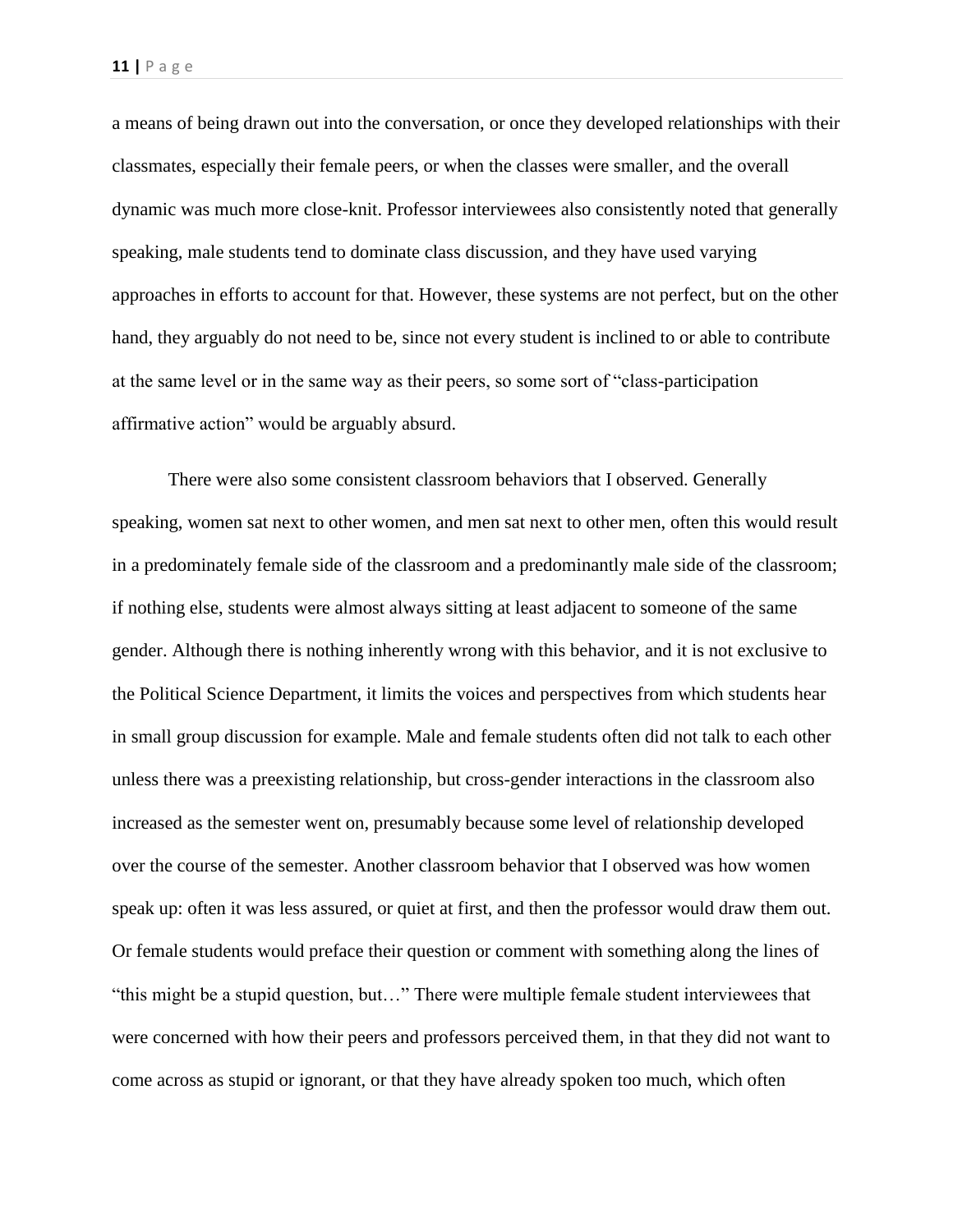a means of being drawn out into the conversation, or once they developed relationships with their classmates, especially their female peers, or when the classes were smaller, and the overall dynamic was much more close-knit. Professor interviewees also consistently noted that generally speaking, male students tend to dominate class discussion, and they have used varying approaches in efforts to account for that. However, these systems are not perfect, but on the other hand, they arguably do not need to be, since not every student is inclined to or able to contribute at the same level or in the same way as their peers, so some sort of "class-participation affirmative action" would be arguably absurd.

There were also some consistent classroom behaviors that I observed. Generally speaking, women sat next to other women, and men sat next to other men, often this would result in a predominately female side of the classroom and a predominantly male side of the classroom; if nothing else, students were almost always sitting at least adjacent to someone of the same gender. Although there is nothing inherently wrong with this behavior, and it is not exclusive to the Political Science Department, it limits the voices and perspectives from which students hear in small group discussion for example. Male and female students often did not talk to each other unless there was a preexisting relationship, but cross-gender interactions in the classroom also increased as the semester went on, presumably because some level of relationship developed over the course of the semester. Another classroom behavior that I observed was how women speak up: often it was less assured, or quiet at first, and then the professor would draw them out. Or female students would preface their question or comment with something along the lines of "this might be a stupid question, but…" There were multiple female student interviewees that were concerned with how their peers and professors perceived them, in that they did not want to come across as stupid or ignorant, or that they have already spoken too much, which often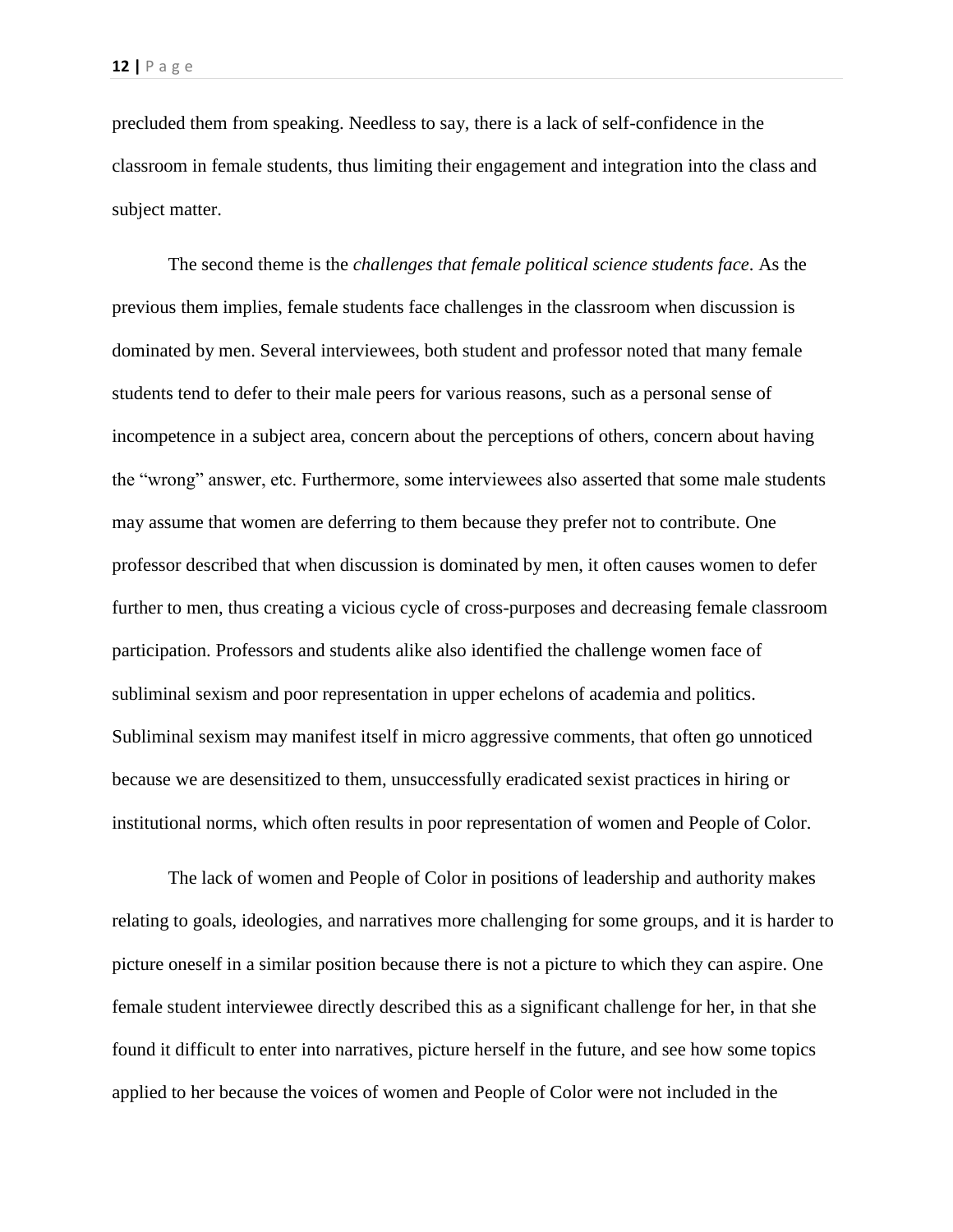precluded them from speaking. Needless to say, there is a lack of self-confidence in the classroom in female students, thus limiting their engagement and integration into the class and subject matter.

The second theme is the *challenges that female political science students face*. As the previous them implies, female students face challenges in the classroom when discussion is dominated by men. Several interviewees, both student and professor noted that many female students tend to defer to their male peers for various reasons, such as a personal sense of incompetence in a subject area, concern about the perceptions of others, concern about having the "wrong" answer, etc. Furthermore, some interviewees also asserted that some male students may assume that women are deferring to them because they prefer not to contribute. One professor described that when discussion is dominated by men, it often causes women to defer further to men, thus creating a vicious cycle of cross-purposes and decreasing female classroom participation. Professors and students alike also identified the challenge women face of subliminal sexism and poor representation in upper echelons of academia and politics. Subliminal sexism may manifest itself in micro aggressive comments, that often go unnoticed because we are desensitized to them, unsuccessfully eradicated sexist practices in hiring or institutional norms, which often results in poor representation of women and People of Color.

The lack of women and People of Color in positions of leadership and authority makes relating to goals, ideologies, and narratives more challenging for some groups, and it is harder to picture oneself in a similar position because there is not a picture to which they can aspire. One female student interviewee directly described this as a significant challenge for her, in that she found it difficult to enter into narratives, picture herself in the future, and see how some topics applied to her because the voices of women and People of Color were not included in the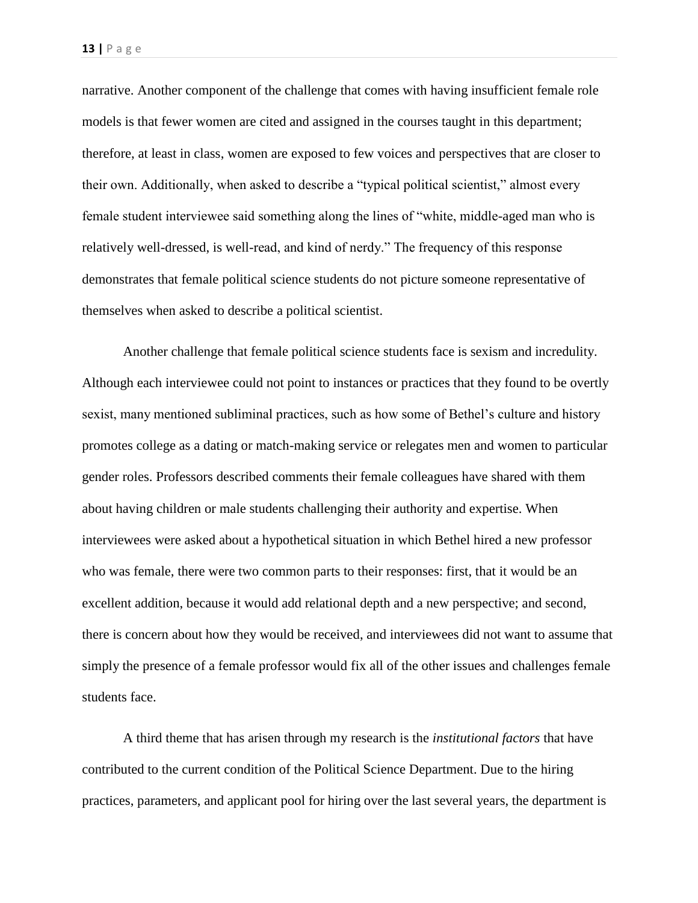narrative. Another component of the challenge that comes with having insufficient female role models is that fewer women are cited and assigned in the courses taught in this department; therefore, at least in class, women are exposed to few voices and perspectives that are closer to their own. Additionally, when asked to describe a "typical political scientist," almost every female student interviewee said something along the lines of "white, middle-aged man who is relatively well-dressed, is well-read, and kind of nerdy." The frequency of this response demonstrates that female political science students do not picture someone representative of themselves when asked to describe a political scientist.

Another challenge that female political science students face is sexism and incredulity. Although each interviewee could not point to instances or practices that they found to be overtly sexist, many mentioned subliminal practices, such as how some of Bethel's culture and history promotes college as a dating or match-making service or relegates men and women to particular gender roles. Professors described comments their female colleagues have shared with them about having children or male students challenging their authority and expertise. When interviewees were asked about a hypothetical situation in which Bethel hired a new professor who was female, there were two common parts to their responses: first, that it would be an excellent addition, because it would add relational depth and a new perspective; and second, there is concern about how they would be received, and interviewees did not want to assume that simply the presence of a female professor would fix all of the other issues and challenges female students face.

A third theme that has arisen through my research is the *institutional factors* that have contributed to the current condition of the Political Science Department. Due to the hiring practices, parameters, and applicant pool for hiring over the last several years, the department is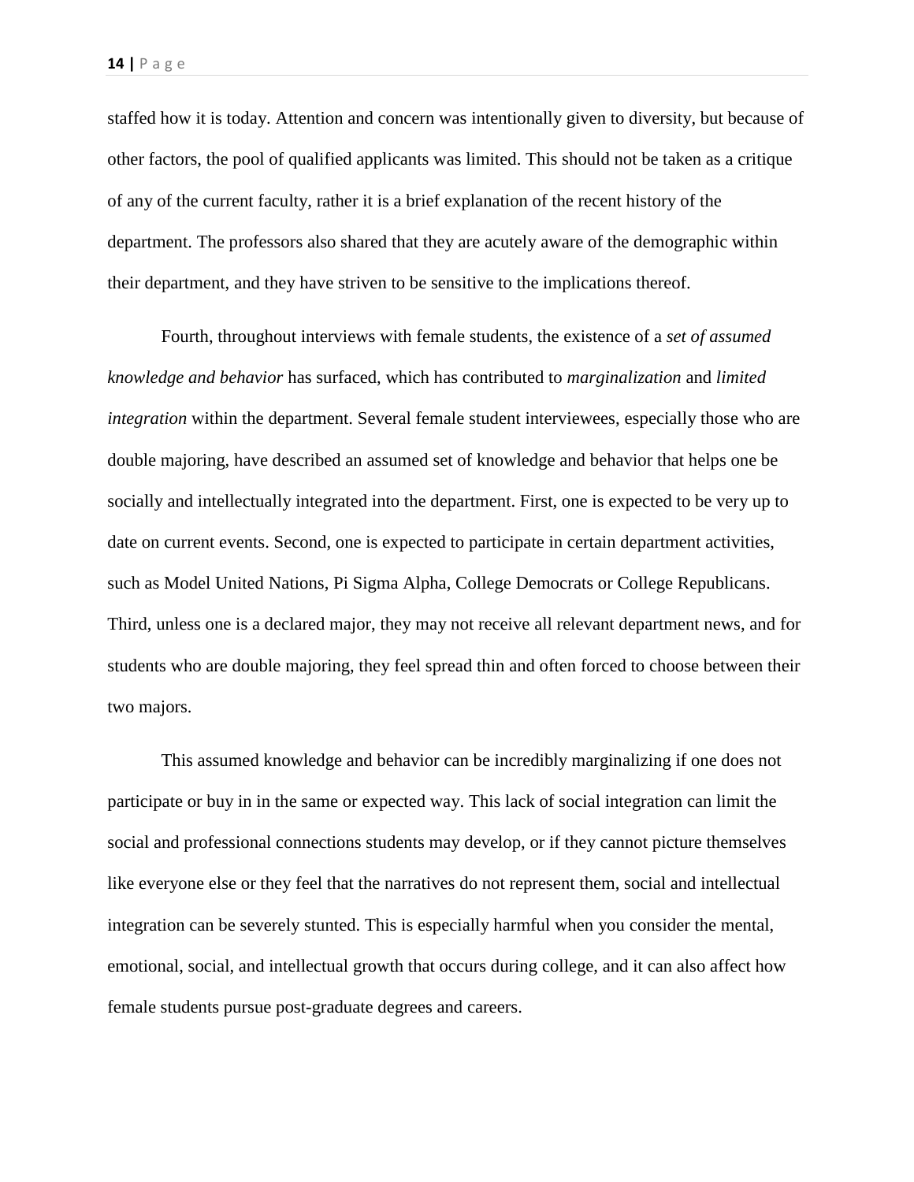staffed how it is today. Attention and concern was intentionally given to diversity, but because of other factors, the pool of qualified applicants was limited. This should not be taken as a critique of any of the current faculty, rather it is a brief explanation of the recent history of the department. The professors also shared that they are acutely aware of the demographic within their department, and they have striven to be sensitive to the implications thereof.

Fourth, throughout interviews with female students, the existence of a *set of assumed knowledge and behavior* has surfaced, which has contributed to *marginalization* and *limited integration* within the department. Several female student interviewees, especially those who are double majoring, have described an assumed set of knowledge and behavior that helps one be socially and intellectually integrated into the department. First, one is expected to be very up to date on current events. Second, one is expected to participate in certain department activities, such as Model United Nations, Pi Sigma Alpha, College Democrats or College Republicans. Third, unless one is a declared major, they may not receive all relevant department news, and for students who are double majoring, they feel spread thin and often forced to choose between their two majors.

This assumed knowledge and behavior can be incredibly marginalizing if one does not participate or buy in in the same or expected way. This lack of social integration can limit the social and professional connections students may develop, or if they cannot picture themselves like everyone else or they feel that the narratives do not represent them, social and intellectual integration can be severely stunted. This is especially harmful when you consider the mental, emotional, social, and intellectual growth that occurs during college, and it can also affect how female students pursue post-graduate degrees and careers.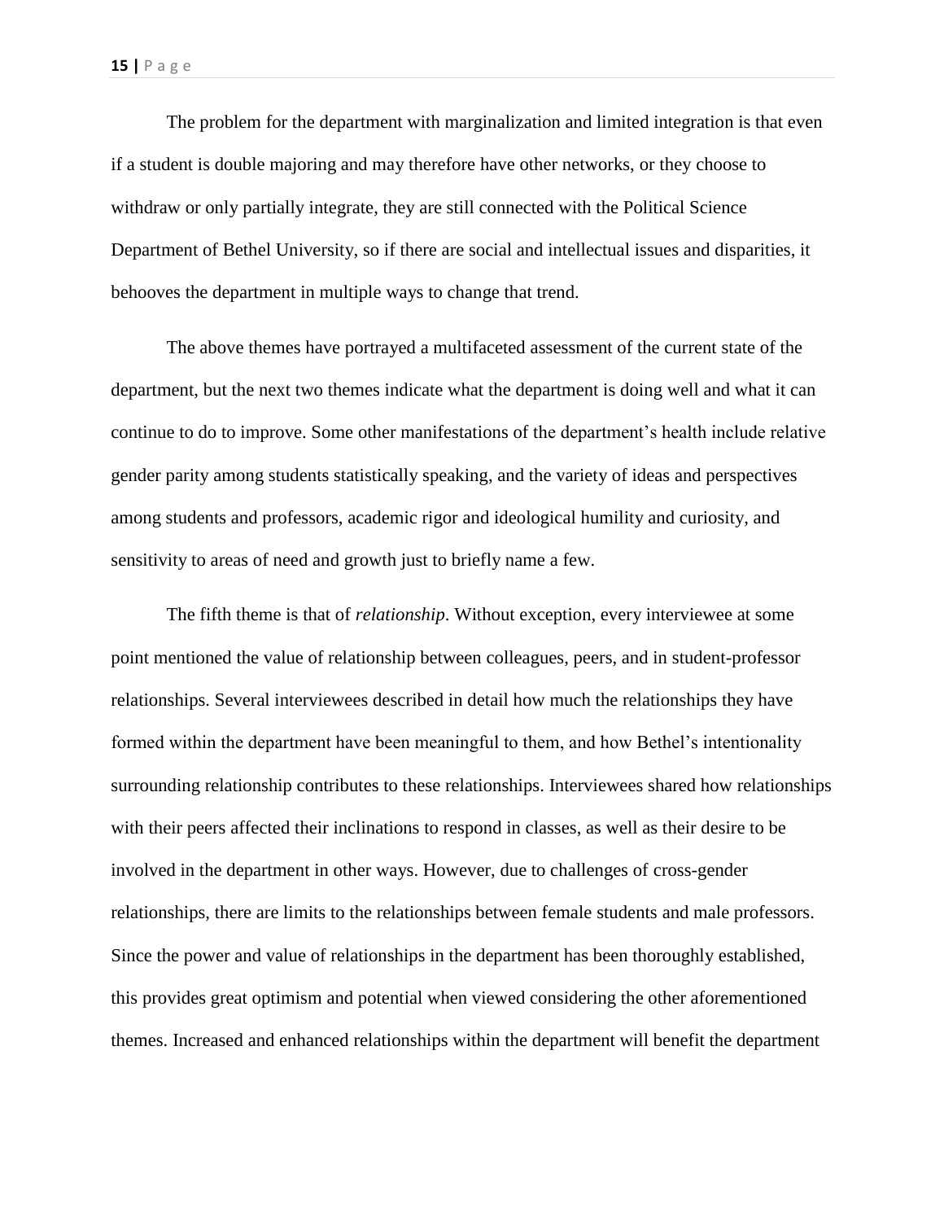The problem for the department with marginalization and limited integration is that even if a student is double majoring and may therefore have other networks, or they choose to withdraw or only partially integrate, they are still connected with the Political Science Department of Bethel University, so if there are social and intellectual issues and disparities, it behooves the department in multiple ways to change that trend.

The above themes have portrayed a multifaceted assessment of the current state of the department, but the next two themes indicate what the department is doing well and what it can continue to do to improve. Some other manifestations of the department's health include relative gender parity among students statistically speaking, and the variety of ideas and perspectives among students and professors, academic rigor and ideological humility and curiosity, and sensitivity to areas of need and growth just to briefly name a few.

The fifth theme is that of *relationship*. Without exception, every interviewee at some point mentioned the value of relationship between colleagues, peers, and in student-professor relationships. Several interviewees described in detail how much the relationships they have formed within the department have been meaningful to them, and how Bethel's intentionality surrounding relationship contributes to these relationships. Interviewees shared how relationships with their peers affected their inclinations to respond in classes, as well as their desire to be involved in the department in other ways. However, due to challenges of cross-gender relationships, there are limits to the relationships between female students and male professors. Since the power and value of relationships in the department has been thoroughly established, this provides great optimism and potential when viewed considering the other aforementioned themes. Increased and enhanced relationships within the department will benefit the department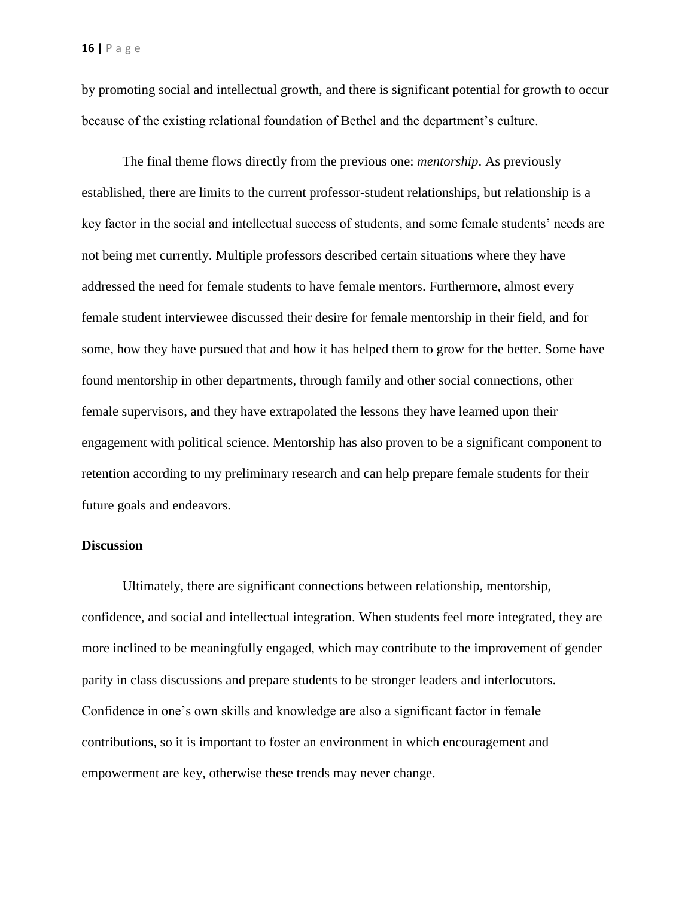by promoting social and intellectual growth, and there is significant potential for growth to occur because of the existing relational foundation of Bethel and the department's culture.

The final theme flows directly from the previous one: *mentorship*. As previously established, there are limits to the current professor-student relationships, but relationship is a key factor in the social and intellectual success of students, and some female students' needs are not being met currently. Multiple professors described certain situations where they have addressed the need for female students to have female mentors. Furthermore, almost every female student interviewee discussed their desire for female mentorship in their field, and for some, how they have pursued that and how it has helped them to grow for the better. Some have found mentorship in other departments, through family and other social connections, other female supervisors, and they have extrapolated the lessons they have learned upon their engagement with political science. Mentorship has also proven to be a significant component to retention according to my preliminary research and can help prepare female students for their future goals and endeavors.

**Discussion**

Ultimately, there are significant connections between relationship, mentorship, confidence, and social and intellectual integration. When students feel more integrated, they are more inclined to be meaningfully engaged, which may contribute to the improvement of gender parity in class discussions and prepare students to be stronger leaders and interlocutors. Confidence in one's own skills and knowledge are also a significant factor in female contributions, so it is important to foster an environment in which encouragement and empowerment are key, otherwise these trends may never change.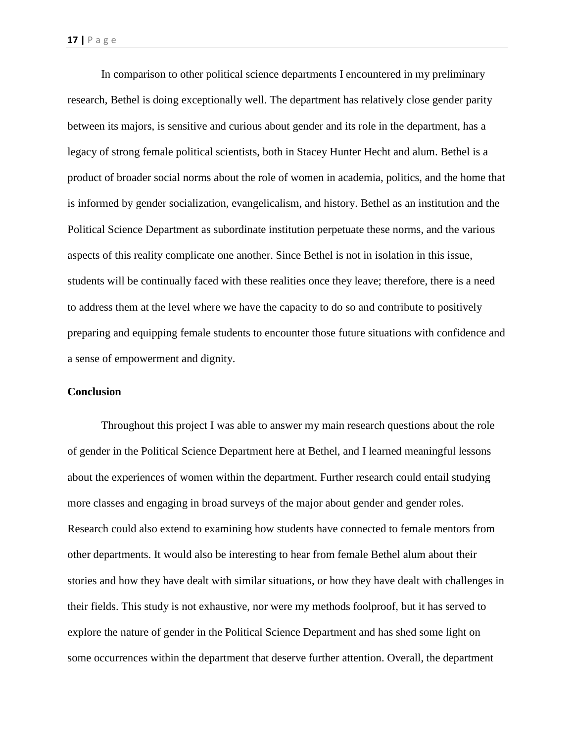In comparison to other political science departments I encountered in my preliminary research, Bethel is doing exceptionally well. The department has relatively close gender parity between its majors, is sensitive and curious about gender and its role in the department, has a legacy of strong female political scientists, both in Stacey Hunter Hecht and alum. Bethel is a product of broader social norms about the role of women in academia, politics, and the home that is informed by gender socialization, evangelicalism, and history. Bethel as an institution and the Political Science Department as subordinate institution perpetuate these norms, and the various aspects of this reality complicate one another. Since Bethel is not in isolation in this issue, students will be continually faced with these realities once they leave; therefore, there is a need to address them at the level where we have the capacity to do so and contribute to positively preparing and equipping female students to encounter those future situations with confidence and a sense of empowerment and dignity.

**Conclusion**

Throughout this project I was able to answer my main research questions about the role of gender in the Political Science Department here at Bethel, and I learned meaningful lessons about the experiences of women within the department. Further research could entail studying more classes and engaging in broad surveys of the major about gender and gender roles. Research could also extend to examining how students have connected to female mentors from other departments. It would also be interesting to hear from female Bethel alum about their stories and how they have dealt with similar situations, or how they have dealt with challenges in their fields. This study is not exhaustive, nor were my methods foolproof, but it has served to explore the nature of gender in the Political Science Department and has shed some light on some occurrences within the department that deserve further attention. Overall, the department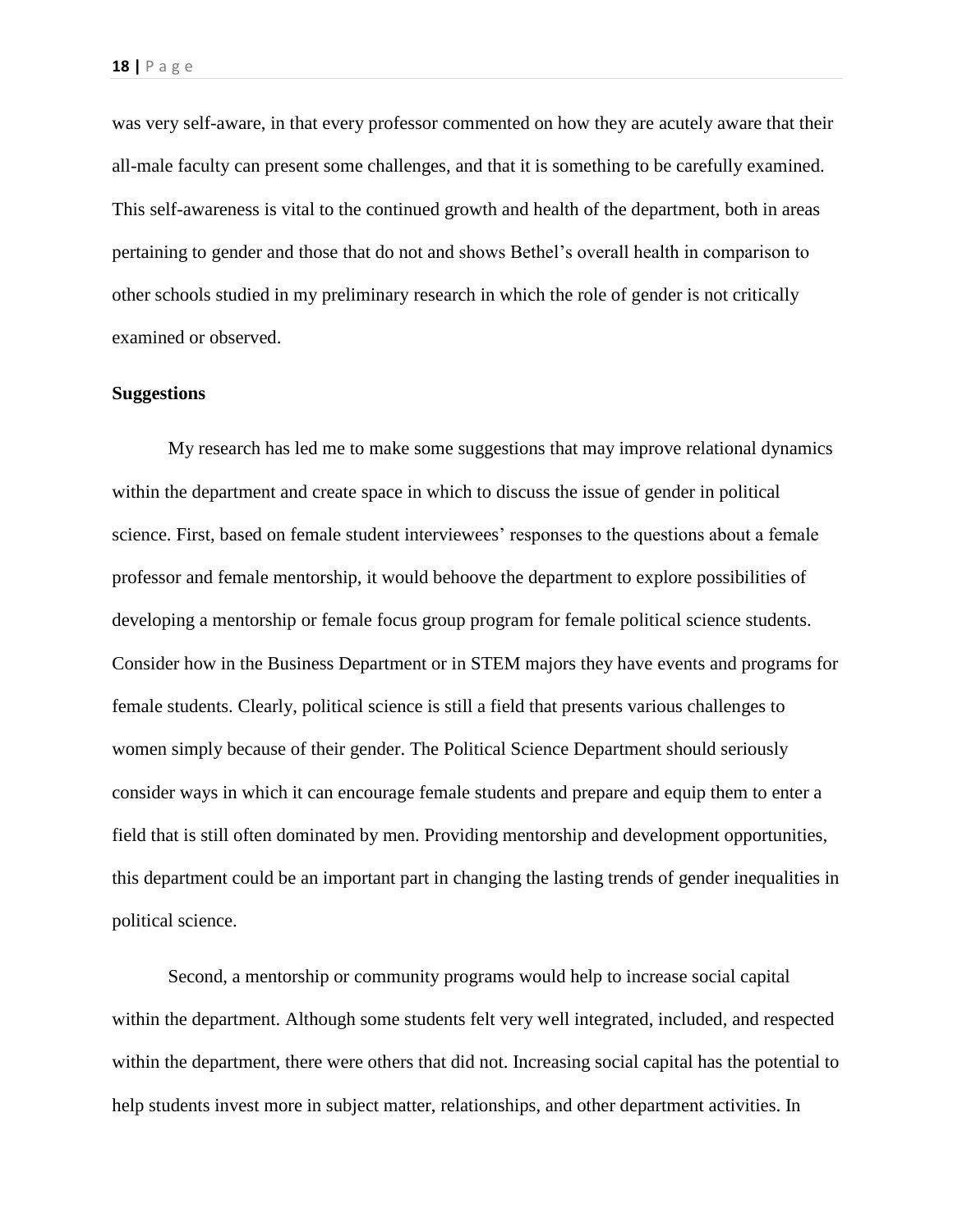was very self-aware, in that every professor commented on how they are acutely aware that their all-male faculty can present some challenges, and that it is something to be carefully examined. This self-awareness is vital to the continued growth and health of the department, both in areas pertaining to gender and those that do not and shows Bethel's overall health in comparison to other schools studied in my preliminary research in which the role of gender is not critically examined or observed.

**Suggestions**

My research has led me to make some suggestions that may improve relational dynamics within the department and create space in which to discuss the issue of gender in political science. First, based on female student interviewees' responses to the questions about a female professor and female mentorship, it would behoove the department to explore possibilities of developing a mentorship or female focus group program for female political science students. Consider how in the Business Department or in STEM majors they have events and programs for female students. Clearly, political science is still a field that presents various challenges to women simply because of their gender. The Political Science Department should seriously consider ways in which it can encourage female students and prepare and equip them to enter a field that is still often dominated by men. Providing mentorship and development opportunities, this department could be an important part in changing the lasting trends of gender inequalities in political science.

Second, a mentorship or community programs would help to increase social capital within the department. Although some students felt very well integrated, included, and respected within the department, there were others that did not. Increasing social capital has the potential to help students invest more in subject matter, relationships, and other department activities. In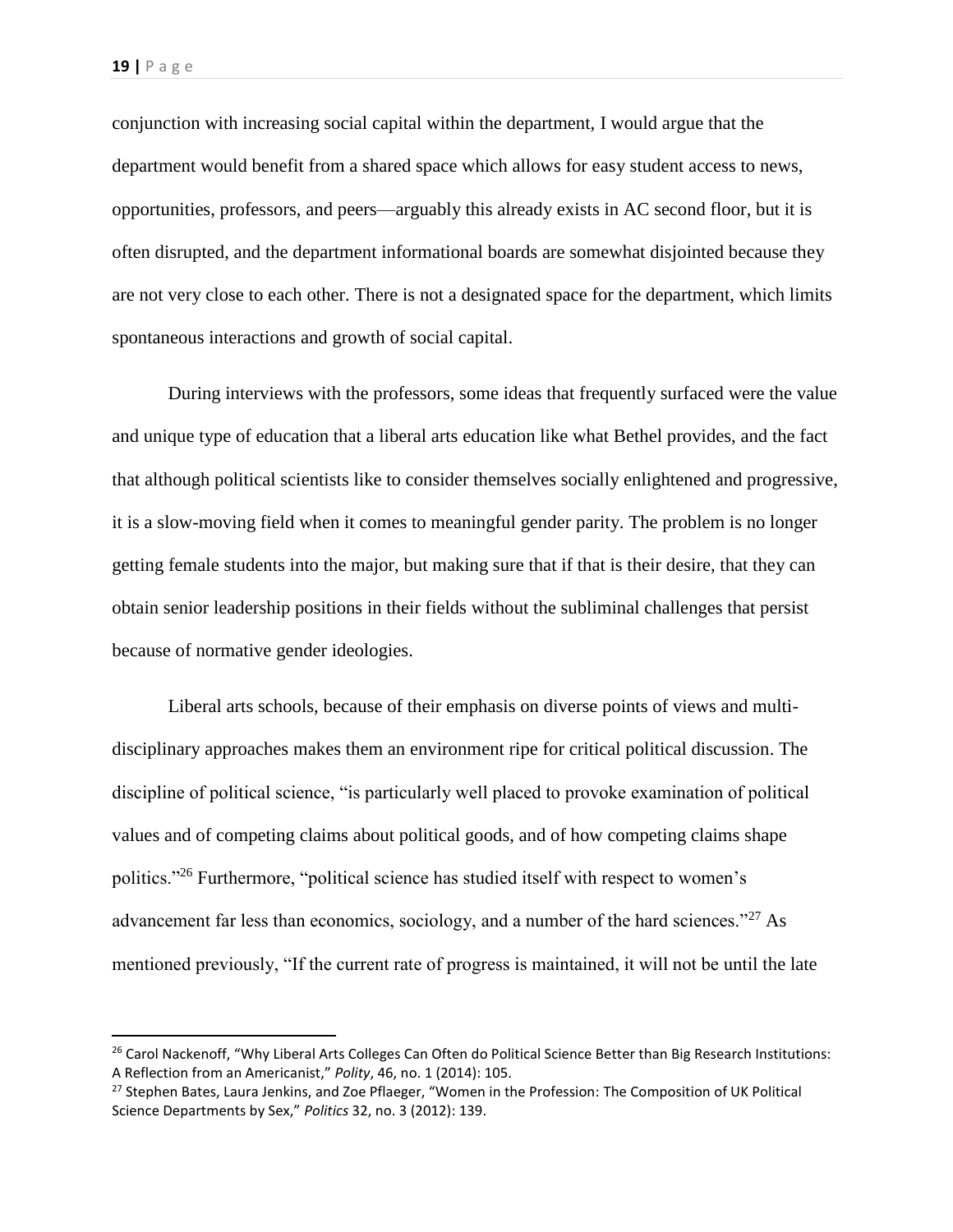conjunction with increasing social capital within the department, I would argue that the department would benefit from a shared space which allows for easy student access to news, opportunities, professors, and peers—arguably this already exists in AC second floor, but it is often disrupted, and the department informational boards are somewhat disjointed because they are not very close to each other. There is not a designated space for the department, which limits spontaneous interactions and growth of social capital.

During interviews with the professors, some ideas that frequently surfaced were the value and unique type of education that a liberal arts education like what Bethel provides, and the fact that although political scientists like to consider themselves socially enlightened and progressive, it is a slow-moving field when it comes to meaningful gender parity. The problem is no longer getting female students into the major, but making sure that if that is their desire, that they can obtain senior leadership positions in their fields without the subliminal challenges that persist because of normative gender ideologies.

Liberal arts schools, because of their emphasis on diverse points of views and multi-disciplinary approaches makes them an environment ripe for critical political discussion. The discipline of political science, "is particularly well placed to provoke examination of political values and of competing claims about political goods, and of how competing claims shape politics."[26] Furthermore, "political science has studied itself with respect to women's advancement far less than economics, sociology, and a number of the hard sciences."[27] As mentioned previously, "If the current rate of progress is maintained, it will not be until the late

---

[26] Carol Nackenoff, "Why Liberal Arts Colleges Can Often do Political Science Better than Big Research Institutions: A Reflection from an Americanist," *Polity*, 46, no. 1 (2014): 105.

[27] Stephen Bates, Laura Jenkins, and Zoe Pflaeger, "Women in the Profession: The Composition of UK Political Science Departments by Sex," *Politics* 32, no. 3 (2012): 139.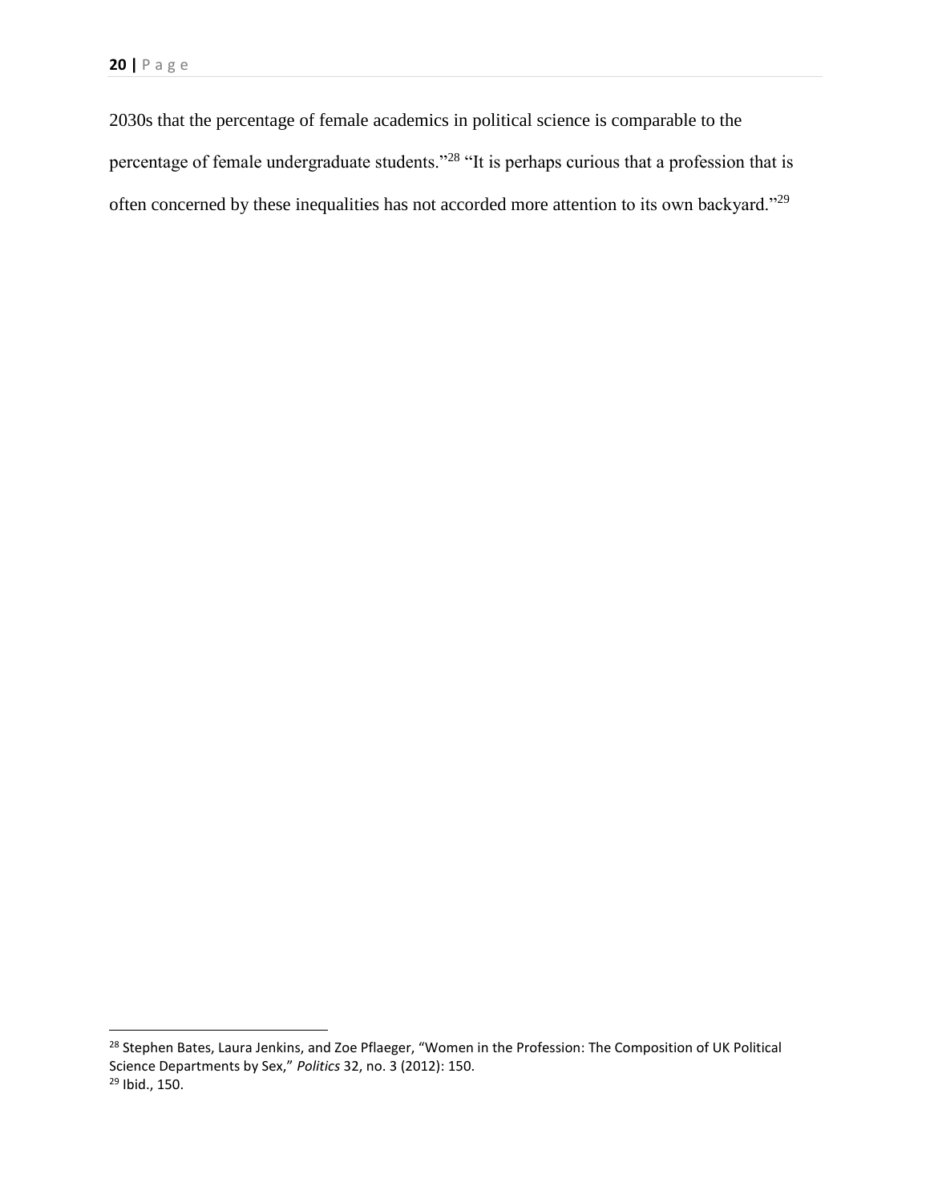2030s that the percentage of female academics in political science is comparable to the percentage of female undergraduate students."[28] "It is perhaps curious that a profession that is often concerned by these inequalities has not accorded more attention to its own backyard."[29]

---

[28] Stephen Bates, Laura Jenkins, and Zoe Pflaeger, "Women in the Profession: The Composition of UK Political Science Departments by Sex," *Politics* 32, no. 3 (2012): 150.

[29] Ibid., 150.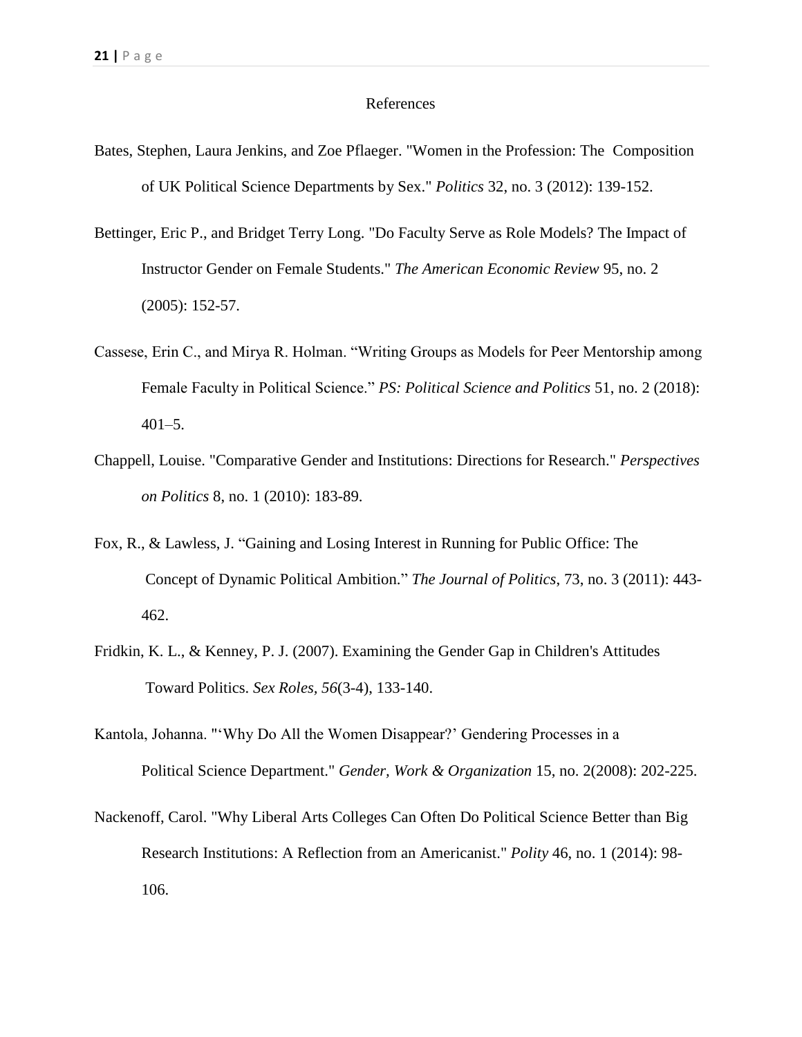## References

Bates, Stephen, Laura Jenkins, and Zoe Pflaeger. "Women in the Profession: The Composition of UK Political Science Departments by Sex." *Politics* 32, no. 3 (2012): 139-152.

Bettinger, Eric P., and Bridget Terry Long. "Do Faculty Serve as Role Models? The Impact of Instructor Gender on Female Students." *The American Economic Review* 95, no. 2 (2005): 152-57.

Cassese, Erin C., and Mirya R. Holman. "Writing Groups as Models for Peer Mentorship among Female Faculty in Political Science." *PS: Political Science and Politics* 51, no. 2 (2018): 401–5.

Chappell, Louise. "Comparative Gender and Institutions: Directions for Research." *Perspectives on Politics* 8, no. 1 (2010): 183-89.

Fox, R., & Lawless, J. "Gaining and Losing Interest in Running for Public Office: The Concept of Dynamic Political Ambition." *The Journal of Politics*, 73, no. 3 (2011): 443-462.

Fridkin, K. L., & Kenney, P. J. (2007). Examining the Gender Gap in Children's Attitudes Toward Politics. *Sex Roles, 56*(3-4), 133-140.

Kantola, Johanna. "'Why Do All the Women Disappear?' Gendering Processes in a Political Science Department." *Gender, Work & Organization* 15, no. 2(2008): 202-225.

Nackenoff, Carol. "Why Liberal Arts Colleges Can Often Do Political Science Better than Big Research Institutions: A Reflection from an Americanist." *Polity* 46, no. 1 (2014): 98-106.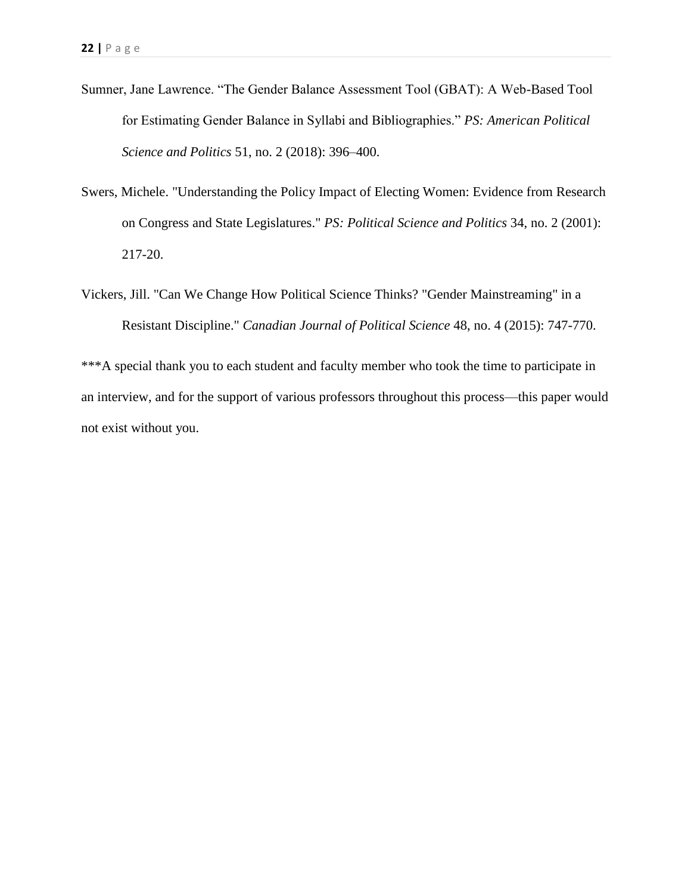Sumner, Jane Lawrence. “The Gender Balance Assessment Tool (GBAT): A Web-Based Tool for Estimating Gender Balance in Syllabi and Bibliographies.” *PS: American Political Science and Politics* 51, no. 2 (2018): 396–400.

Swers, Michele. "Understanding the Policy Impact of Electing Women: Evidence from Research on Congress and State Legislatures." *PS: Political Science and Politics* 34, no. 2 (2001): 217-20.

Vickers, Jill. "Can We Change How Political Science Thinks? "Gender Mainstreaming" in a Resistant Discipline." *Canadian Journal of Political Science* 48, no. 4 (2015): 747-770.

***A special thank you to each student and faculty member who took the time to participate in an interview, and for the support of various professors throughout this process—this paper would not exist without you.